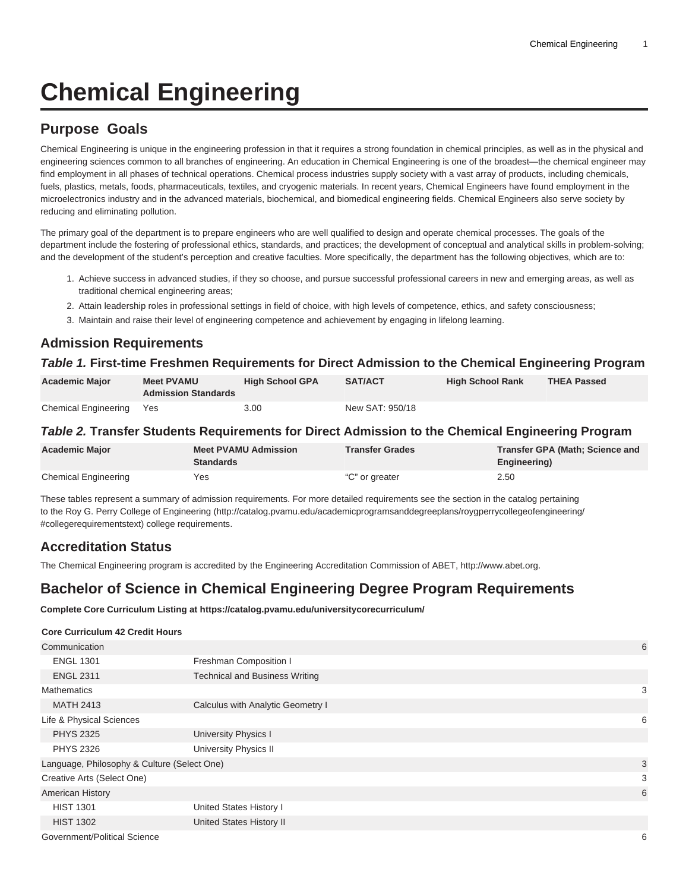# Chemical Engineering

## Purpose  Goals

Chemical Engineering is unique in the engineering profession in that it requires a strong foundation in chemical principles, as well as in the physical and engineering sciences common to all branches of engineering. An education in Chemical Engineering is one of the broadest—the chemical engineer may find employment in all phases of technical operations. Chemical process industries supply society with a vast array of products, including chemicals, fuels, plastics, metals, foods, pharmaceuticals, textiles, and cryogenic materials. In recent years, Chemical Engineers have found employment in the microelectronics industry and in the advanced materials, biochemical, and biomedical engineering fields. Chemical Engineers also serve society by reducing and eliminating pollution.

The primary goal of the department is to prepare engineers who are well qualified to design and operate chemical processes. The goals of the department include the fostering of professional ethics, standards, and practices; the development of conceptual and analytical skills in problem-solving; and the development of the student's perception and creative faculties. More specifically, the department has the following objectives, which are to:

1. Achieve success in advanced studies, if they so choose, and pursue successful professional careers in new and emerging areas, as well as traditional chemical engineering areas;
2. Attain leadership roles in professional settings in field of choice, with high levels of competence, ethics, and safety consciousness;
3. Maintain and raise their level of engineering competence and achievement by engaging in lifelong learning.

## Admission Requirements

### *Table 1.* First-time Freshmen Requirements for Direct Admission to the Chemical Engineering Program

| Academic Major | Meet PVAMU Admission Standards | High School GPA | SAT/ACT | High School Rank | THEA Passed |
|---|---|---|---|---|---|
| Chemical Engineering | Yes | 3.00 | New SAT: 950/18 | | |

### *Table 2.* Transfer Students Requirements for Direct Admission to the Chemical Engineering Program

| Academic Major | Meet PVAMU Admission Standards | Transfer Grades | Transfer GPA (Math; Science and Engineering) |
|---|---|---|---|
| Chemical Engineering | Yes | "C" or greater | 2.50 |

These tables represent a summary of admission requirements. For more detailed requirements see the section in the catalog pertaining to the Roy G. Perry College of Engineering (http://catalog.pvamu.edu/academicprogramsanddegreeplans/roygperrycollegeofengineering/#collegerequirementstext) college requirements.

## Accreditation Status

The Chemical Engineering program is accredited by the Engineering Accreditation Commission of ABET, http://www.abet.org.

## Bachelor of Science in Chemical Engineering Degree Program Requirements

**Complete Core Curriculum Listing at https://catalog.pvamu.edu/universitycorecurriculum/**

| Core Curriculum 42 Credit Hours | | |
|---|---|---|
| Communication | | 6 |
| ENGL 1301 | Freshman Composition I | |
| ENGL 2311 | Technical and Business Writing | |
| Mathematics | | 3 |
| MATH 2413 | Calculus with Analytic Geometry I | |
| Life & Physical Sciences | | 6 |
| PHYS 2325 | University Physics I | |
| PHYS 2326 | University Physics II | |
| Language, Philosophy & Culture (Select One) | | 3 |
| Creative Arts (Select One) | | 3 |
| American History | | 6 |
| HIST 1301 | United States History I | |
| HIST 1302 | United States History II | |
| Government/Political Science | | 6 |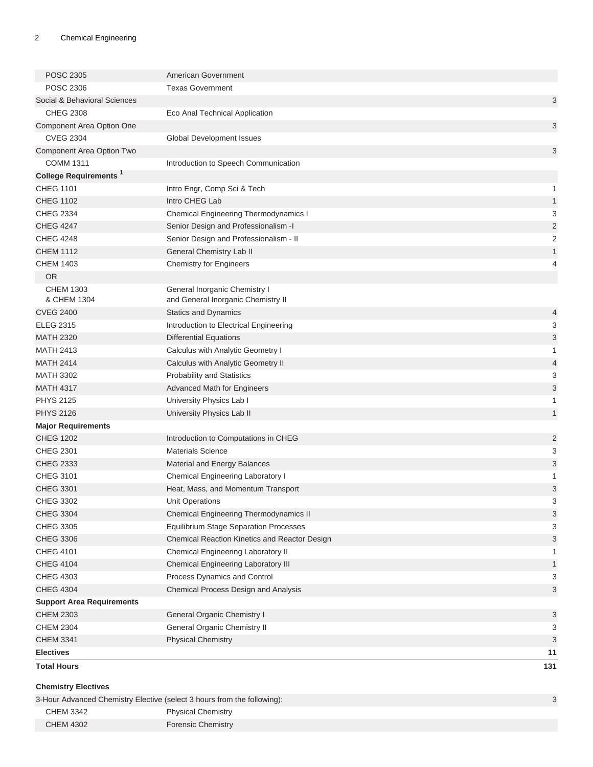| | | |
|---|---|---|
| POSC 2305 | American Government | |
| POSC 2306 | Texas Government | |
| Social & Behavioral Sciences | | 3 |
| CHEG 2308 | Eco Anal Technical Application | |
| Component Area Option One | | 3 |
| CVEG 2304 | Global Development Issues | |
| Component Area Option Two | | 3 |
| COMM 1311 | Introduction to Speech Communication | |
| **College Requirements [1]** | | |
| CHEG 1101 | Intro Engr, Comp Sci & Tech | 1 |
| CHEG 1102 | Intro CHEG Lab | 1 |
| CHEG 2334 | Chemical Engineering Thermodynamics I | 3 |
| CHEG 4247 | Senior Design and Professionalism -I | 2 |
| CHEG 4248 | Senior Design and Professionalism - II | 2 |
| CHEM 1112 | General Chemistry Lab II | 1 |
| CHEM 1403 | Chemistry for Engineers | 4 |
| OR | | |
| CHEM 1303 & CHEM 1304 | General Inorganic Chemistry I and General Inorganic Chemistry II | |
| CVEG 2400 | Statics and Dynamics | 4 |
| ELEG 2315 | Introduction to Electrical Engineering | 3 |
| MATH 2320 | Differential Equations | 3 |
| MATH 2413 | Calculus with Analytic Geometry I | 1 |
| MATH 2414 | Calculus with Analytic Geometry II | 4 |
| MATH 3302 | Probability and Statistics | 3 |
| MATH 4317 | Advanced Math for Engineers | 3 |
| PHYS 2125 | University Physics Lab I | 1 |
| PHYS 2126 | University Physics Lab II | 1 |
| **Major Requirements** | | |
| CHEG 1202 | Introduction to Computations in CHEG | 2 |
| CHEG 2301 | Materials Science | 3 |
| CHEG 2333 | Material and Energy Balances | 3 |
| CHEG 3101 | Chemical Engineering Laboratory I | 1 |
| CHEG 3301 | Heat, Mass, and Momentum Transport | 3 |
| CHEG 3302 | Unit Operations | 3 |
| CHEG 3304 | Chemical Engineering Thermodynamics II | 3 |
| CHEG 3305 | Equilibrium Stage Separation Processes | 3 |
| CHEG 3306 | Chemical Reaction Kinetics and Reactor Design | 3 |
| CHEG 4101 | Chemical Engineering Laboratory II | 1 |
| CHEG 4104 | Chemical Engineering Laboratory III | 1 |
| CHEG 4303 | Process Dynamics and Control | 3 |
| CHEG 4304 | Chemical Process Design and Analysis | 3 |
| **Support Area Requirements** | | |
| CHEM 2303 | General Organic Chemistry I | 3 |
| CHEM 2304 | General Organic Chemistry II | 3 |
| CHEM 3341 | Physical Chemistry | 3 |
| **Electives** | | **11** |
| **Total Hours** | | **131** |

### Chemistry Electives

| | | |
|---|---|---|
| 3-Hour Advanced Chemistry Elective (select 3 hours from the following): | | 3 |
| CHEM 3342 | Physical Chemistry | |
| CHEM 4302 | Forensic Chemistry | |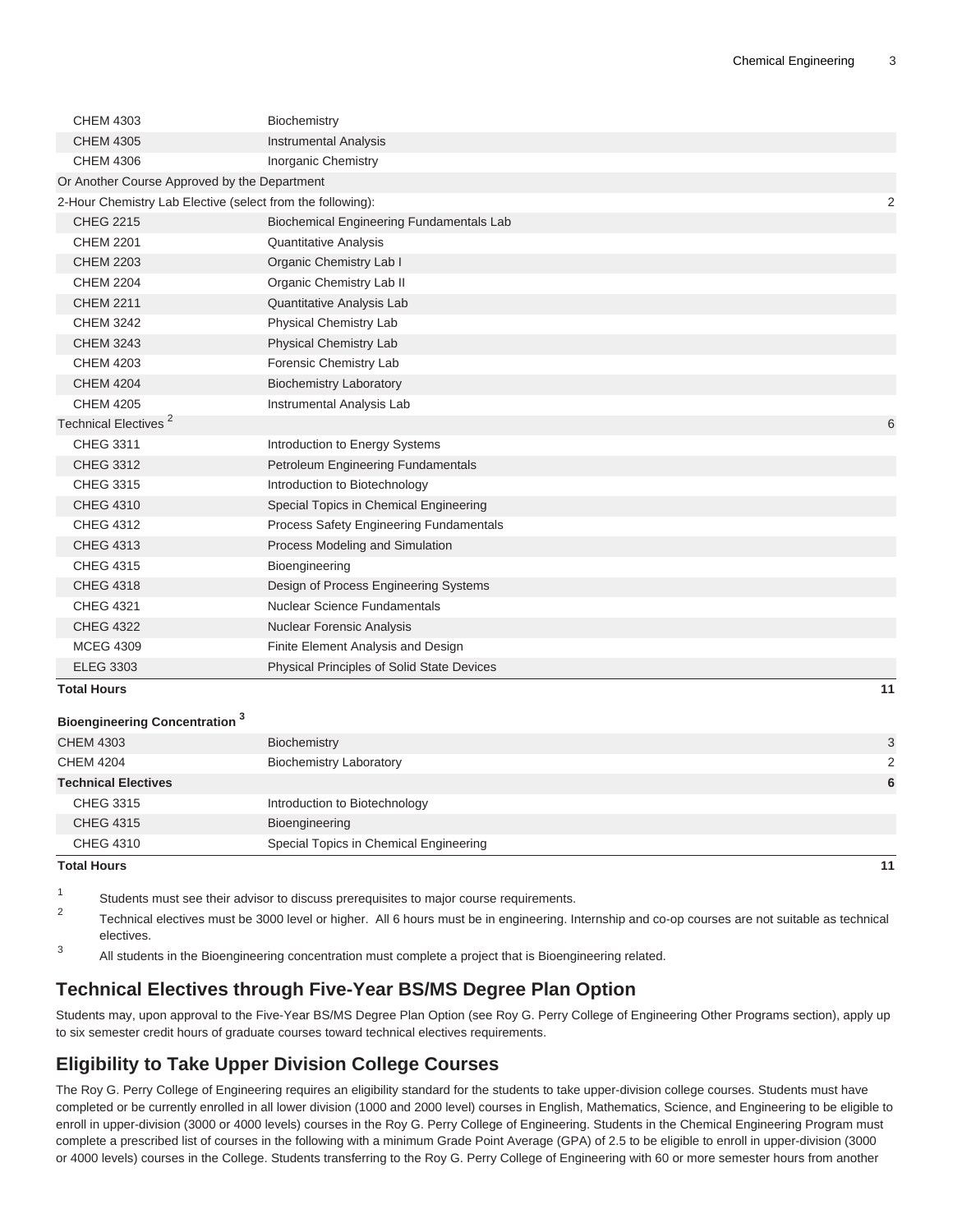| | | |
|---|---|---|
| CHEM 4303 | Biochemistry | |
| CHEM 4305 | Instrumental Analysis | |
| CHEM 4306 | Inorganic Chemistry | |
| Or Another Course Approved by the Department | | |
| 2-Hour Chemistry Lab Elective (select from the following): | | 2 |
| CHEG 2215 | Biochemical Engineering Fundamentals Lab | |
| CHEM 2201 | Quantitative Analysis | |
| CHEM 2203 | Organic Chemistry Lab I | |
| CHEM 2204 | Organic Chemistry Lab II | |
| CHEM 2211 | Quantitative Analysis Lab | |
| CHEM 3242 | Physical Chemistry Lab | |
| CHEM 3243 | Physical Chemistry Lab | |
| CHEM 4203 | Forensic Chemistry Lab | |
| CHEM 4204 | Biochemistry Laboratory | |
| CHEM 4205 | Instrumental Analysis Lab | |
| Technical Electives [2] | | 6 |
| CHEG 3311 | Introduction to Energy Systems | |
| CHEG 3312 | Petroleum Engineering Fundamentals | |
| CHEG 3315 | Introduction to Biotechnology | |
| CHEG 4310 | Special Topics in Chemical Engineering | |
| CHEG 4312 | Process Safety Engineering Fundamentals | |
| CHEG 4313 | Process Modeling and Simulation | |
| CHEG 4315 | Bioengineering | |
| CHEG 4318 | Design of Process Engineering Systems | |
| CHEG 4321 | Nuclear Science Fundamentals | |
| CHEG 4322 | Nuclear Forensic Analysis | |
| MCEG 4309 | Finite Element Analysis and Design | |
| ELEG 3303 | Physical Principles of Solid State Devices | |
| **Total Hours** | | **11** |

**Bioengineering Concentration [3]**

| | | |
|---|---|---|
| CHEM 4303 | Biochemistry | 3 |
| CHEM 4204 | Biochemistry Laboratory | 2 |
| **Technical Electives** | | **6** |
| CHEG 3315 | Introduction to Biotechnology | |
| CHEG 4315 | Bioengineering | |
| CHEG 4310 | Special Topics in Chemical Engineering | |
| **Total Hours** | | **11** |

1. Students must see their advisor to discuss prerequisites to major course requirements.
2. Technical electives must be 3000 level or higher. All 6 hours must be in engineering. Internship and co-op courses are not suitable as technical electives.
3. All students in the Bioengineering concentration must complete a project that is Bioengineering related.

## Technical Electives through Five-Year BS/MS Degree Plan Option

Students may, upon approval to the Five-Year BS/MS Degree Plan Option (see Roy G. Perry College of Engineering Other Programs section), apply up to six semester credit hours of graduate courses toward technical electives requirements.

## Eligibility to Take Upper Division College Courses

The Roy G. Perry College of Engineering requires an eligibility standard for the students to take upper-division college courses. Students must have completed or be currently enrolled in all lower division (1000 and 2000 level) courses in English, Mathematics, Science, and Engineering to be eligible to enroll in upper-division (3000 or 4000 levels) courses in the Roy G. Perry College of Engineering. Students in the Chemical Engineering Program must complete a prescribed list of courses in the following with a minimum Grade Point Average (GPA) of 2.5 to be eligible to enroll in upper-division (3000 or 4000 levels) courses in the College. Students transferring to the Roy G. Perry College of Engineering with 60 or more semester hours from another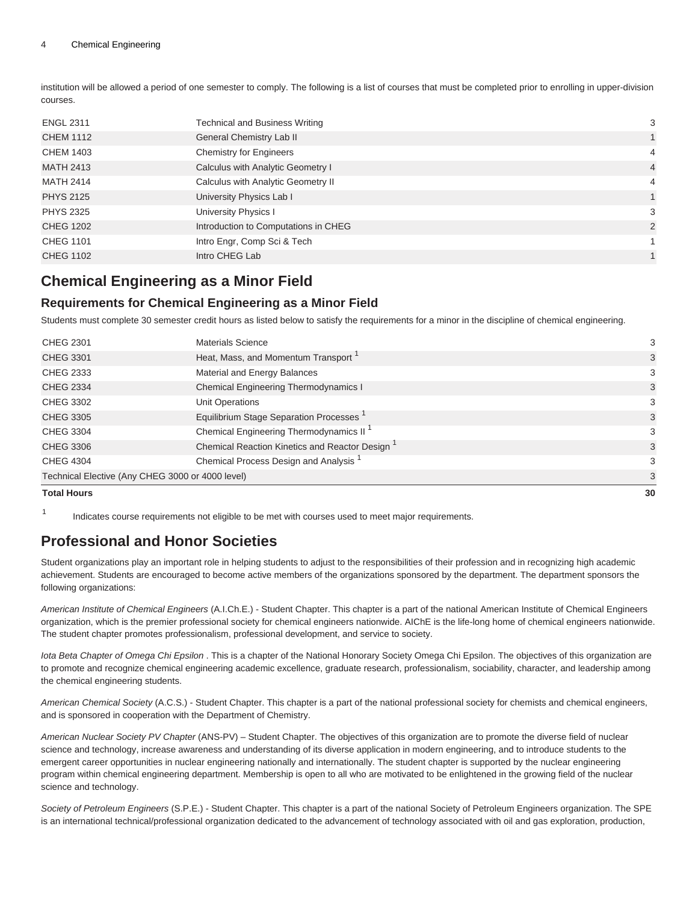institution will be allowed a period of one semester to comply. The following is a list of courses that must be completed prior to enrolling in upper-division courses.

| | | |
|---|---|---|
| ENGL 2311 | Technical and Business Writing | 3 |
| CHEM 1112 | General Chemistry Lab II | 1 |
| CHEM 1403 | Chemistry for Engineers | 4 |
| MATH 2413 | Calculus with Analytic Geometry I | 4 |
| MATH 2414 | Calculus with Analytic Geometry II | 4 |
| PHYS 2125 | University Physics Lab I | 1 |
| PHYS 2325 | University Physics I | 3 |
| CHEG 1202 | Introduction to Computations in CHEG | 2 |
| CHEG 1101 | Intro Engr, Comp Sci & Tech | 1 |
| CHEG 1102 | Intro CHEG Lab | 1 |

## Chemical Engineering as a Minor Field

### Requirements for Chemical Engineering as a Minor Field

Students must complete 30 semester credit hours as listed below to satisfy the requirements for a minor in the discipline of chemical engineering.

| | | |
|---|---|---|
| CHEG 2301 | Materials Science | 3 |
| CHEG 3301 | Heat, Mass, and Momentum Transport [1] | 3 |
| CHEG 2333 | Material and Energy Balances | 3 |
| CHEG 2334 | Chemical Engineering Thermodynamics I | 3 |
| CHEG 3302 | Unit Operations | 3 |
| CHEG 3305 | Equilibrium Stage Separation Processes [1] | 3 |
| CHEG 3304 | Chemical Engineering Thermodynamics II [1] | 3 |
| CHEG 3306 | Chemical Reaction Kinetics and Reactor Design [1] | 3 |
| CHEG 4304 | Chemical Process Design and Analysis [1] | 3 |
| Technical Elective (Any CHEG 3000 or 4000 level) | | 3 |
| **Total Hours** | | **30** |

[1] Indicates course requirements not eligible to be met with courses used to meet major requirements.

## Professional and Honor Societies

Student organizations play an important role in helping students to adjust to the responsibilities of their profession and in recognizing high academic achievement. Students are encouraged to become active members of the organizations sponsored by the department. The department sponsors the following organizations:

*American Institute of Chemical Engineers* (A.I.Ch.E.) - Student Chapter. This chapter is a part of the national American Institute of Chemical Engineers organization, which is the premier professional society for chemical engineers nationwide. AIChE is the life-long home of chemical engineers nationwide. The student chapter promotes professionalism, professional development, and service to society.

*Iota Beta Chapter of Omega Chi Epsilon* . This is a chapter of the National Honorary Society Omega Chi Epsilon. The objectives of this organization are to promote and recognize chemical engineering academic excellence, graduate research, professionalism, sociability, character, and leadership among the chemical engineering students.

*American Chemical Society* (A.C.S.) - Student Chapter. This chapter is a part of the national professional society for chemists and chemical engineers, and is sponsored in cooperation with the Department of Chemistry.

*American Nuclear Society PV Chapter* (ANS-PV) – Student Chapter. The objectives of this organization are to promote the diverse field of nuclear science and technology, increase awareness and understanding of its diverse application in modern engineering, and to introduce students to the emergent career opportunities in nuclear engineering nationally and internationally. The student chapter is supported by the nuclear engineering program within chemical engineering department. Membership is open to all who are motivated to be enlightened in the growing field of the nuclear science and technology.

*Society of Petroleum Engineers* (S.P.E.) - Student Chapter. This chapter is a part of the national Society of Petroleum Engineers organization. The SPE is an international technical/professional organization dedicated to the advancement of technology associated with oil and gas exploration, production,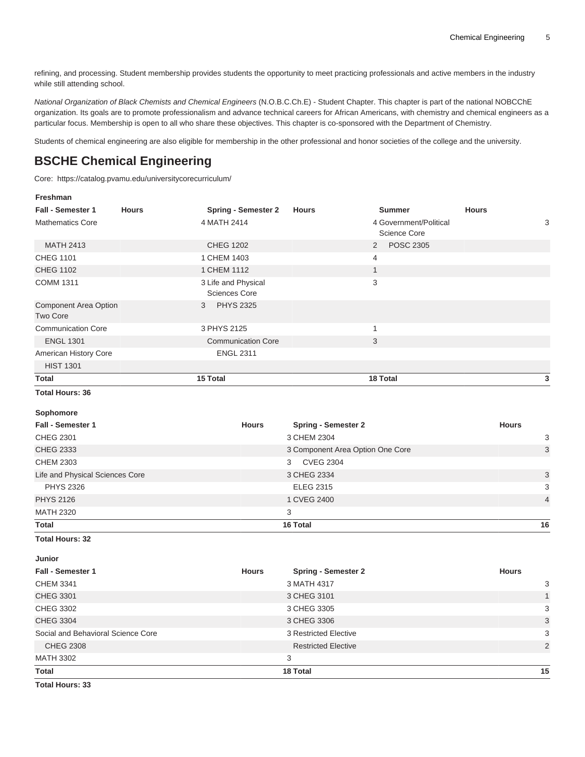refining, and processing. Student membership provides students the opportunity to meet practicing professionals and active members in the industry while still attending school.

*National Organization of Black Chemists and Chemical Engineers* (N.O.B.C.Ch.E) - Student Chapter. This chapter is part of the national NOBCChE organization. Its goals are to promote professionalism and advance technical careers for African Americans, with chemistry and chemical engineers as a particular focus. Membership is open to all who share these objectives. This chapter is co-sponsored with the Department of Chemistry.

Students of chemical engineering are also eligible for membership in the other professional and honor societies of the college and the university.

## BSCHE Chemical Engineering

Core: https://catalog.pvamu.edu/universitycorecurriculum/

**Freshman**

| Fall - Semester 1 | Hours | Spring - Semester 2 | Hours | Summer | Hours |
|---|---|---|---|---|---|
| Mathematics Core | 4 | MATH 2414 | 4 | Government/Political Science Core | 3 |
| MATH 2413 | | CHEG 1202 | 2 | POSC 2305 | |
| CHEG 1101 | 1 | CHEM 1403 | 4 | | |
| CHEG 1102 | 1 | CHEM 1112 | 1 | | |
| COMM 1311 | 3 | Life and Physical Sciences Core | 3 | | |
| Component Area Option Two Core | 3 | PHYS 2325 | | | |
| Communication Core | 3 | PHYS 2125 | 1 | | |
| ENGL 1301 | | Communication Core | 3 | | |
| American History Core | | ENGL 2311 | | | |
| HIST 1301 | | | | | |
| **Total** | **15** | **Total** | **18** | **Total** | **3** |

**Total Hours: 36**

**Sophomore**

| Fall - Semester 1 | Hours | Spring - Semester 2 | Hours |
|---|---|---|---|
| CHEG 2301 | 3 | CHEM 2304 | 3 |
| CHEG 2333 | 3 | Component Area Option One Core | 3 |
| CHEM 2303 | 3 | CVEG 2304 | |
| Life and Physical Sciences Core | 3 | CHEG 2334 | 3 |
| PHYS 2326 | | ELEG 2315 | 3 |
| PHYS 2126 | 1 | CVEG 2400 | 4 |
| MATH 2320 | 3 | | |
| **Total** | **16** | **Total** | **16** |

**Total Hours: 32**

**Junior**

| Fall - Semester 1 | Hours | Spring - Semester 2 | Hours |
|---|---|---|---|
| CHEM 3341 | 3 | MATH 4317 | 3 |
| CHEG 3301 | 3 | CHEG 3101 | 1 |
| CHEG 3302 | 3 | CHEG 3305 | 3 |
| CHEG 3304 | 3 | CHEG 3306 | 3 |
| Social and Behavioral Science Core | 3 | Restricted Elective | 3 |
| CHEG 2308 | | Restricted Elective | 2 |
| MATH 3302 | 3 | | |
| **Total** | **18** | **Total** | **15** |

**Total Hours: 33**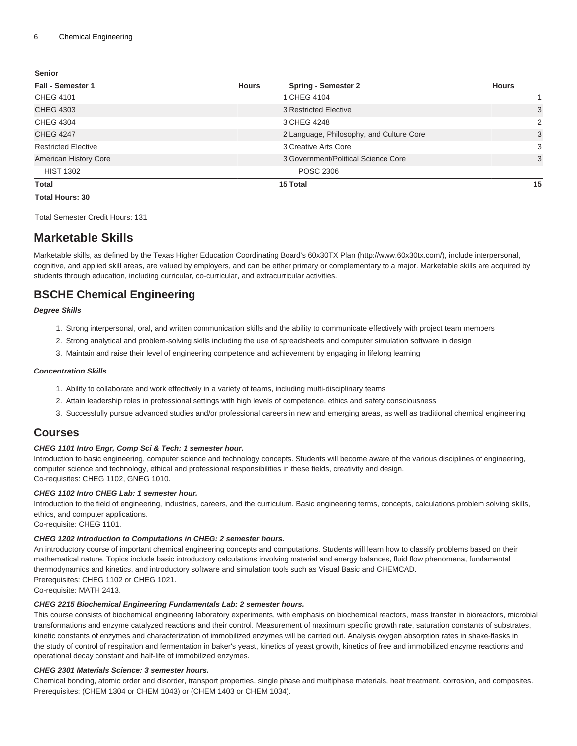| Senior | | | |
|---|---|---|---|
| **Fall - Semester 1** | **Hours** | **Spring - Semester 2** | **Hours** |
| CHEG 4101 | 1 | CHEG 4104 | 1 |
| CHEG 4303 | 3 | Restricted Elective | 3 |
| CHEG 4304 | 3 | CHEG 4248 | 2 |
| CHEG 4247 | 2 | Language, Philosophy, and Culture Core | 3 |
| Restricted Elective | 3 | Creative Arts Core | 3 |
| American History Core | 3 | Government/Political Science Core | 3 |
| HIST 1302 | | POSC 2306 | |
| **Total** | **15** | **Total** | **15** |

**Total Hours: 30**

Total Semester Credit Hours: 131

## Marketable Skills

Marketable skills, as defined by the Texas Higher Education Coordinating Board's 60x30TX Plan (http://www.60x30tx.com/), include interpersonal, cognitive, and applied skill areas, are valued by employers, and can be either primary or complementary to a major. Marketable skills are acquired by students through education, including curricular, co-curricular, and extracurricular activities.

## BSCHE Chemical Engineering

***Degree Skills***

1. Strong interpersonal, oral, and written communication skills and the ability to communicate effectively with project team members
2. Strong analytical and problem-solving skills including the use of spreadsheets and computer simulation software in design
3. Maintain and raise their level of engineering competence and achievement by engaging in lifelong learning

***Concentration Skills***

1. Ability to collaborate and work effectively in a variety of teams, including multi-disciplinary teams
2. Attain leadership roles in professional settings with high levels of competence, ethics and safety consciousness
3. Successfully pursue advanced studies and/or professional careers in new and emerging areas, as well as traditional chemical engineering

## Courses

***CHEG 1101 Intro Engr, Comp Sci & Tech: 1 semester hour.***
Introduction to basic engineering, computer science and technology concepts. Students will become aware of the various disciplines of engineering, computer science and technology, ethical and professional responsibilities in these fields, creativity and design.
Co-requisites: CHEG 1102, GNEG 1010.

***CHEG 1102 Intro CHEG Lab: 1 semester hour.***
Introduction to the field of engineering, industries, careers, and the curriculum. Basic engineering terms, concepts, calculations problem solving skills, ethics, and computer applications.
Co-requisite: CHEG 1101.

***CHEG 1202 Introduction to Computations in CHEG: 2 semester hours.***
An introductory course of important chemical engineering concepts and computations. Students will learn how to classify problems based on their mathematical nature. Topics include basic introductory calculations involving material and energy balances, fluid flow phenomena, fundamental thermodynamics and kinetics, and introductory software and simulation tools such as Visual Basic and CHEMCAD.
Prerequisites: CHEG 1102 or CHEG 1021.
Co-requisite: MATH 2413.

***CHEG 2215 Biochemical Engineering Fundamentals Lab: 2 semester hours.***
This course consists of biochemical engineering laboratory experiments, with emphasis on biochemical reactors, mass transfer in bioreactors, microbial transformations and enzyme catalyzed reactions and their control. Measurement of maximum specific growth rate, saturation constants of substrates, kinetic constants of enzymes and characterization of immobilized enzymes will be carried out. Analysis oxygen absorption rates in shake-flasks in the study of control of respiration and fermentation in baker's yeast, kinetics of yeast growth, kinetics of free and immobilized enzyme reactions and operational decay constant and half-life of immobilized enzymes.

***CHEG 2301 Materials Science: 3 semester hours.***
Chemical bonding, atomic order and disorder, transport properties, single phase and multiphase materials, heat treatment, corrosion, and composites.
Prerequisites: (CHEM 1304 or CHEM 1043) or (CHEM 1403 or CHEM 1034).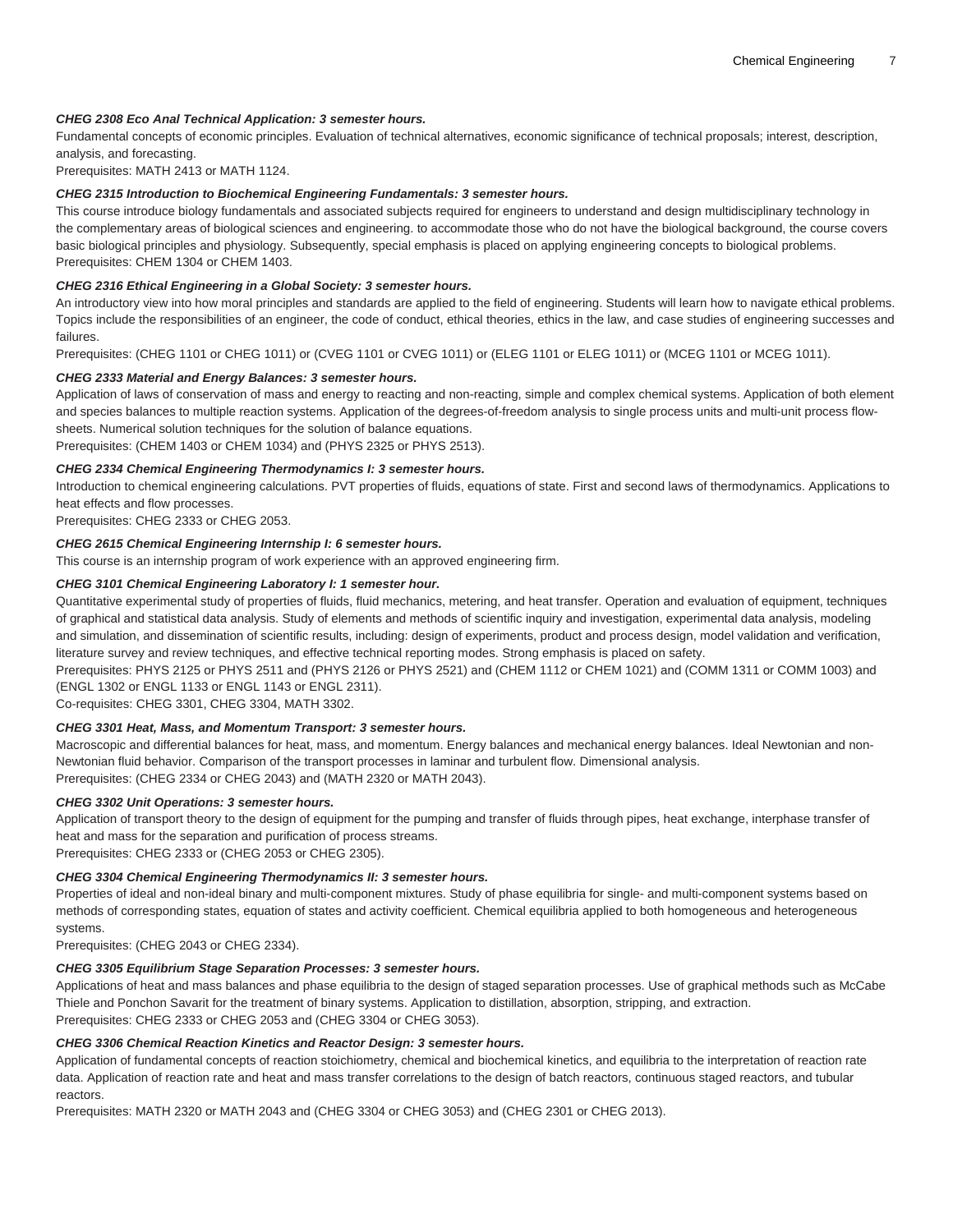***CHEG 2308 Eco Anal Technical Application: 3 semester hours.***

Fundamental concepts of economic principles. Evaluation of technical alternatives, economic significance of technical proposals; interest, description, analysis, and forecasting.

Prerequisites: MATH 2413 or MATH 1124.

***CHEG 2315 Introduction to Biochemical Engineering Fundamentals: 3 semester hours.***

This course introduce biology fundamentals and associated subjects required for engineers to understand and design multidisciplinary technology in the complementary areas of biological sciences and engineering. to accommodate those who do not have the biological background, the course covers basic biological principles and physiology. Subsequently, special emphasis is placed on applying engineering concepts to biological problems.

Prerequisites: CHEM 1304 or CHEM 1403.

***CHEG 2316 Ethical Engineering in a Global Society: 3 semester hours.***

An introductory view into how moral principles and standards are applied to the field of engineering. Students will learn how to navigate ethical problems. Topics include the responsibilities of an engineer, the code of conduct, ethical theories, ethics in the law, and case studies of engineering successes and failures.

Prerequisites: (CHEG 1101 or CHEG 1011) or (CVEG 1101 or CVEG 1011) or (ELEG 1101 or ELEG 1011) or (MCEG 1101 or MCEG 1011).

***CHEG 2333 Material and Energy Balances: 3 semester hours.***

Application of laws of conservation of mass and energy to reacting and non-reacting, simple and complex chemical systems. Application of both element and species balances to multiple reaction systems. Application of the degrees-of-freedom analysis to single process units and multi-unit process flow-sheets. Numerical solution techniques for the solution of balance equations.

Prerequisites: (CHEM 1403 or CHEM 1034) and (PHYS 2325 or PHYS 2513).

***CHEG 2334 Chemical Engineering Thermodynamics I: 3 semester hours.***

Introduction to chemical engineering calculations. PVT properties of fluids, equations of state. First and second laws of thermodynamics. Applications to heat effects and flow processes.

Prerequisites: CHEG 2333 or CHEG 2053.

***CHEG 2615 Chemical Engineering Internship I: 6 semester hours.***

This course is an internship program of work experience with an approved engineering firm.

***CHEG 3101 Chemical Engineering Laboratory I: 1 semester hour.***

Quantitative experimental study of properties of fluids, fluid mechanics, metering, and heat transfer. Operation and evaluation of equipment, techniques of graphical and statistical data analysis. Study of elements and methods of scientific inquiry and investigation, experimental data analysis, modeling and simulation, and dissemination of scientific results, including: design of experiments, product and process design, model validation and verification, literature survey and review techniques, and effective technical reporting modes. Strong emphasis is placed on safety.

Prerequisites: PHYS 2125 or PHYS 2511 and (PHYS 2126 or PHYS 2521) and (CHEM 1112 or CHEM 1021) and (COMM 1311 or COMM 1003) and (ENGL 1302 or ENGL 1133 or ENGL 1143 or ENGL 2311).

Co-requisites: CHEG 3301, CHEG 3304, MATH 3302.

***CHEG 3301 Heat, Mass, and Momentum Transport: 3 semester hours.***

Macroscopic and differential balances for heat, mass, and momentum. Energy balances and mechanical energy balances. Ideal Newtonian and non-Newtonian fluid behavior. Comparison of the transport processes in laminar and turbulent flow. Dimensional analysis.

Prerequisites: (CHEG 2334 or CHEG 2043) and (MATH 2320 or MATH 2043).

***CHEG 3302 Unit Operations: 3 semester hours.***

Application of transport theory to the design of equipment for the pumping and transfer of fluids through pipes, heat exchange, interphase transfer of heat and mass for the separation and purification of process streams.

Prerequisites: CHEG 2333 or (CHEG 2053 or CHEG 2305).

***CHEG 3304 Chemical Engineering Thermodynamics II: 3 semester hours.***

Properties of ideal and non-ideal binary and multi-component mixtures. Study of phase equilibria for single- and multi-component systems based on methods of corresponding states, equation of states and activity coefficient. Chemical equilibria applied to both homogeneous and heterogeneous systems.

Prerequisites: (CHEG 2043 or CHEG 2334).

***CHEG 3305 Equilibrium Stage Separation Processes: 3 semester hours.***

Applications of heat and mass balances and phase equilibria to the design of staged separation processes. Use of graphical methods such as McCabe Thiele and Ponchon Savarit for the treatment of binary systems. Application to distillation, absorption, stripping, and extraction.

Prerequisites: CHEG 2333 or CHEG 2053 and (CHEG 3304 or CHEG 3053).

***CHEG 3306 Chemical Reaction Kinetics and Reactor Design: 3 semester hours.***

Application of fundamental concepts of reaction stoichiometry, chemical and biochemical kinetics, and equilibria to the interpretation of reaction rate data. Application of reaction rate and heat and mass transfer correlations to the design of batch reactors, continuous staged reactors, and tubular reactors.

Prerequisites: MATH 2320 or MATH 2043 and (CHEG 3304 or CHEG 3053) and (CHEG 2301 or CHEG 2013).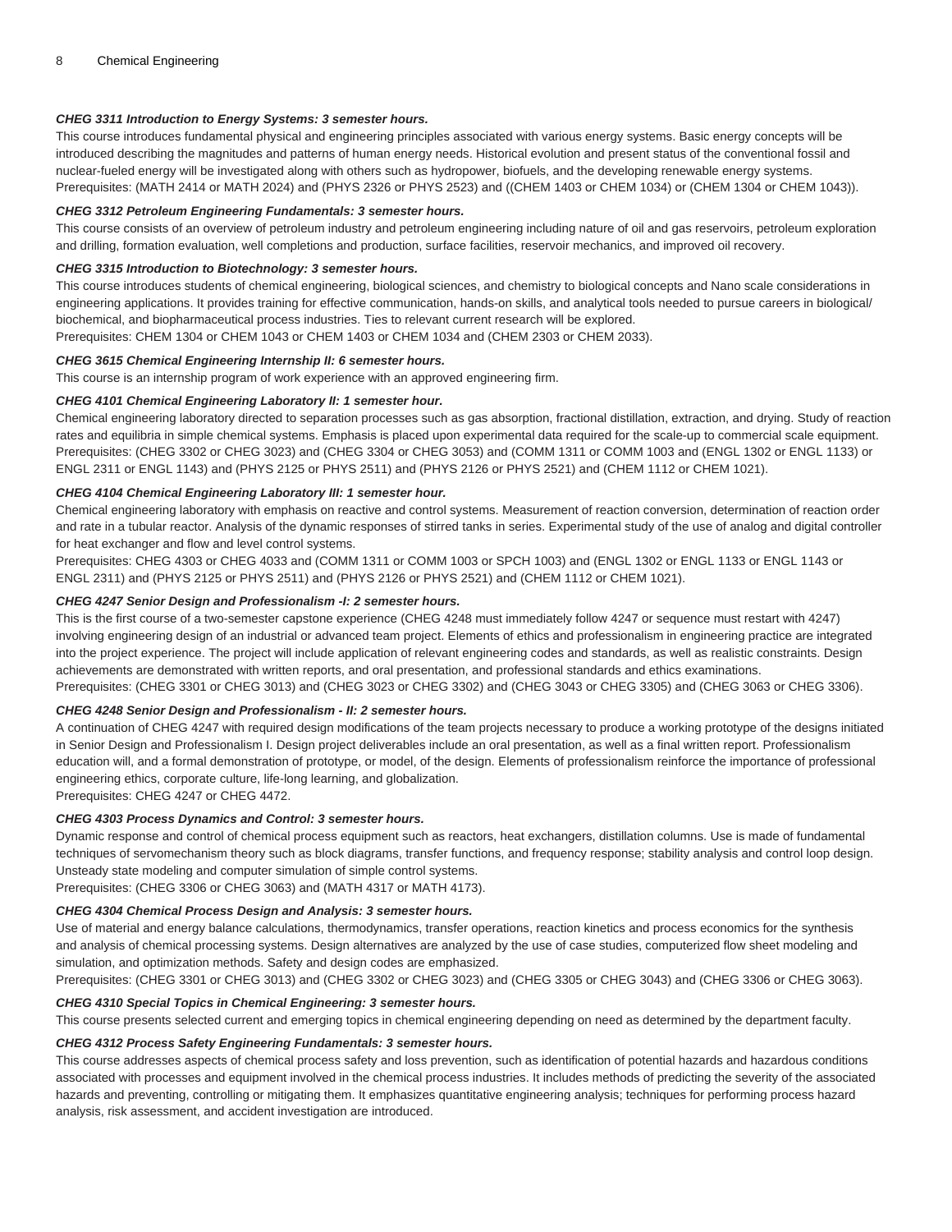***CHEG 3311 Introduction to Energy Systems: 3 semester hours.***

This course introduces fundamental physical and engineering principles associated with various energy systems. Basic energy concepts will be introduced describing the magnitudes and patterns of human energy needs. Historical evolution and present status of the conventional fossil and nuclear-fueled energy will be investigated along with others such as hydropower, biofuels, and the developing renewable energy systems.
Prerequisites: (MATH 2414 or MATH 2024) and (PHYS 2326 or PHYS 2523) and ((CHEM 1403 or CHEM 1034) or (CHEM 1304 or CHEM 1043)).

***CHEG 3312 Petroleum Engineering Fundamentals: 3 semester hours.***

This course consists of an overview of petroleum industry and petroleum engineering including nature of oil and gas reservoirs, petroleum exploration and drilling, formation evaluation, well completions and production, surface facilities, reservoir mechanics, and improved oil recovery.

***CHEG 3315 Introduction to Biotechnology: 3 semester hours.***

This course introduces students of chemical engineering, biological sciences, and chemistry to biological concepts and Nano scale considerations in engineering applications. It provides training for effective communication, hands-on skills, and analytical tools needed to pursue careers in biological/ biochemical, and biopharmaceutical process industries. Ties to relevant current research will be explored.
Prerequisites: CHEM 1304 or CHEM 1043 or CHEM 1403 or CHEM 1034 and (CHEM 2303 or CHEM 2033).

***CHEG 3615 Chemical Engineering Internship II: 6 semester hours.***

This course is an internship program of work experience with an approved engineering firm.

***CHEG 4101 Chemical Engineering Laboratory II: 1 semester hour.***

Chemical engineering laboratory directed to separation processes such as gas absorption, fractional distillation, extraction, and drying. Study of reaction rates and equilibria in simple chemical systems. Emphasis is placed upon experimental data required for the scale-up to commercial scale equipment.
Prerequisites: (CHEG 3302 or CHEG 3023) and (CHEG 3304 or CHEG 3053) and (COMM 1311 or COMM 1003 and (ENGL 1302 or ENGL 1133) or ENGL 2311 or ENGL 1143) and (PHYS 2125 or PHYS 2511) and (PHYS 2126 or PHYS 2521) and (CHEM 1112 or CHEM 1021).

***CHEG 4104 Chemical Engineering Laboratory III: 1 semester hour.***

Chemical engineering laboratory with emphasis on reactive and control systems. Measurement of reaction conversion, determination of reaction order and rate in a tubular reactor. Analysis of the dynamic responses of stirred tanks in series. Experimental study of the use of analog and digital controller for heat exchanger and flow and level control systems.
Prerequisites: CHEG 4303 or CHEG 4033 and (COMM 1311 or COMM 1003 or SPCH 1003) and (ENGL 1302 or ENGL 1133 or ENGL 1143 or ENGL 2311) and (PHYS 2125 or PHYS 2511) and (PHYS 2126 or PHYS 2521) and (CHEM 1112 or CHEM 1021).

***CHEG 4247 Senior Design and Professionalism -I: 2 semester hours.***

This is the first course of a two-semester capstone experience (CHEG 4248 must immediately follow 4247 or sequence must restart with 4247) involving engineering design of an industrial or advanced team project. Elements of ethics and professionalism in engineering practice are integrated into the project experience. The project will include application of relevant engineering codes and standards, as well as realistic constraints. Design achievements are demonstrated with written reports, and oral presentation, and professional standards and ethics examinations.
Prerequisites: (CHEG 3301 or CHEG 3013) and (CHEG 3023 or CHEG 3302) and (CHEG 3043 or CHEG 3305) and (CHEG 3063 or CHEG 3306).

***CHEG 4248 Senior Design and Professionalism - II: 2 semester hours.***

A continuation of CHEG 4247 with required design modifications of the team projects necessary to produce a working prototype of the designs initiated in Senior Design and Professionalism I. Design project deliverables include an oral presentation, as well as a final written report. Professionalism education will, and a formal demonstration of prototype, or model, of the design. Elements of professionalism reinforce the importance of professional engineering ethics, corporate culture, life-long learning, and globalization.
Prerequisites: CHEG 4247 or CHEG 4472.

***CHEG 4303 Process Dynamics and Control: 3 semester hours.***

Dynamic response and control of chemical process equipment such as reactors, heat exchangers, distillation columns. Use is made of fundamental techniques of servomechanism theory such as block diagrams, transfer functions, and frequency response; stability analysis and control loop design. Unsteady state modeling and computer simulation of simple control systems.
Prerequisites: (CHEG 3306 or CHEG 3063) and (MATH 4317 or MATH 4173).

***CHEG 4304 Chemical Process Design and Analysis: 3 semester hours.***

Use of material and energy balance calculations, thermodynamics, transfer operations, reaction kinetics and process economics for the synthesis and analysis of chemical processing systems. Design alternatives are analyzed by the use of case studies, computerized flow sheet modeling and simulation, and optimization methods. Safety and design codes are emphasized.
Prerequisites: (CHEG 3301 or CHEG 3013) and (CHEG 3302 or CHEG 3023) and (CHEG 3305 or CHEG 3043) and (CHEG 3306 or CHEG 3063).

***CHEG 4310 Special Topics in Chemical Engineering: 3 semester hours.***

This course presents selected current and emerging topics in chemical engineering depending on need as determined by the department faculty.

***CHEG 4312 Process Safety Engineering Fundamentals: 3 semester hours.***

This course addresses aspects of chemical process safety and loss prevention, such as identification of potential hazards and hazardous conditions associated with processes and equipment involved in the chemical process industries. It includes methods of predicting the severity of the associated hazards and preventing, controlling or mitigating them. It emphasizes quantitative engineering analysis; techniques for performing process hazard analysis, risk assessment, and accident investigation are introduced.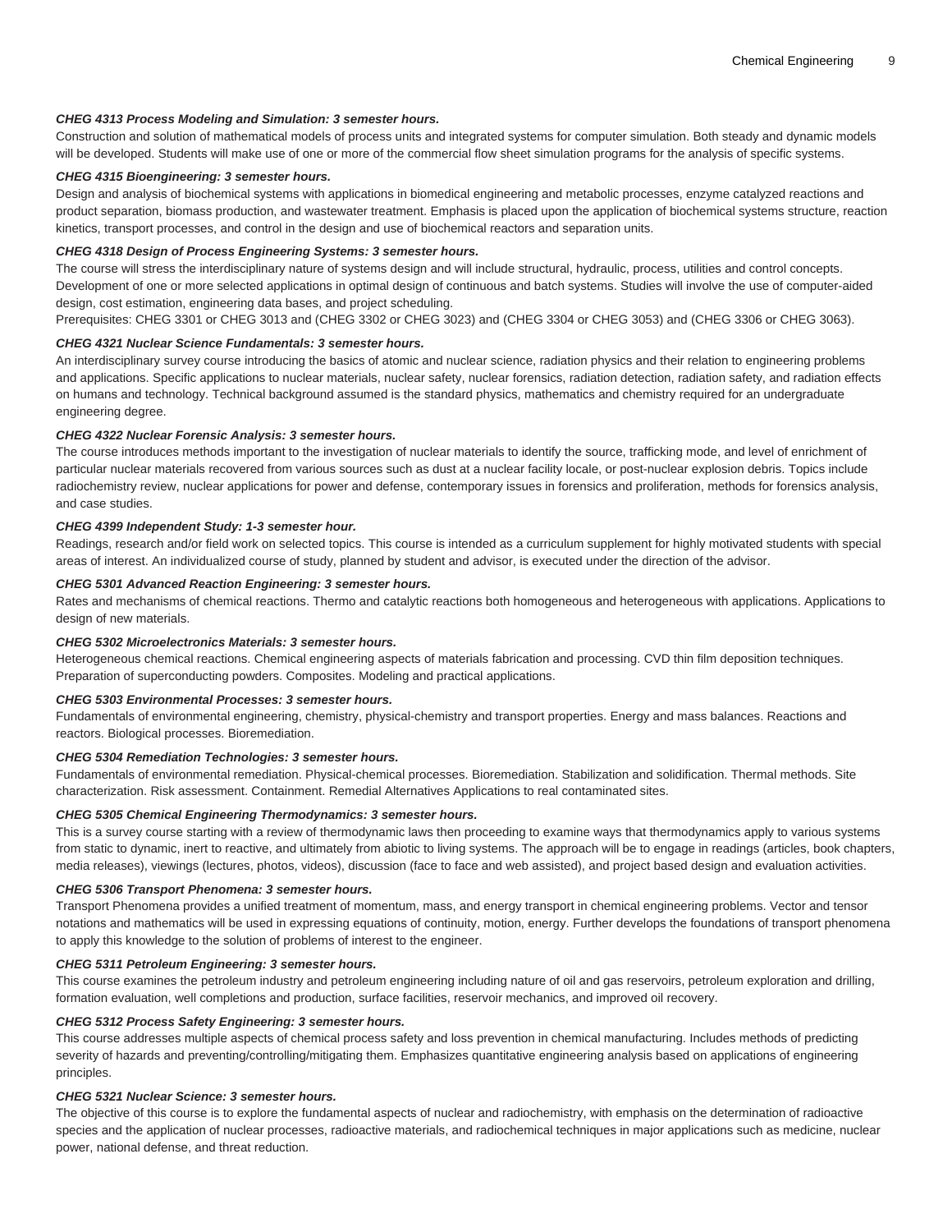***CHEG 4313 Process Modeling and Simulation: 3 semester hours.***

Construction and solution of mathematical models of process units and integrated systems for computer simulation. Both steady and dynamic models will be developed. Students will make use of one or more of the commercial flow sheet simulation programs for the analysis of specific systems.

***CHEG 4315 Bioengineering: 3 semester hours.***

Design and analysis of biochemical systems with applications in biomedical engineering and metabolic processes, enzyme catalyzed reactions and product separation, biomass production, and wastewater treatment. Emphasis is placed upon the application of biochemical systems structure, reaction kinetics, transport processes, and control in the design and use of biochemical reactors and separation units.

***CHEG 4318 Design of Process Engineering Systems: 3 semester hours.***

The course will stress the interdisciplinary nature of systems design and will include structural, hydraulic, process, utilities and control concepts. Development of one or more selected applications in optimal design of continuous and batch systems. Studies will involve the use of computer-aided design, cost estimation, engineering data bases, and project scheduling.

Prerequisites: CHEG 3301 or CHEG 3013 and (CHEG 3302 or CHEG 3023) and (CHEG 3304 or CHEG 3053) and (CHEG 3306 or CHEG 3063).

***CHEG 4321 Nuclear Science Fundamentals: 3 semester hours.***

An interdisciplinary survey course introducing the basics of atomic and nuclear science, radiation physics and their relation to engineering problems and applications. Specific applications to nuclear materials, nuclear safety, nuclear forensics, radiation detection, radiation safety, and radiation effects on humans and technology. Technical background assumed is the standard physics, mathematics and chemistry required for an undergraduate engineering degree.

***CHEG 4322 Nuclear Forensic Analysis: 3 semester hours.***

The course introduces methods important to the investigation of nuclear materials to identify the source, trafficking mode, and level of enrichment of particular nuclear materials recovered from various sources such as dust at a nuclear facility locale, or post-nuclear explosion debris. Topics include radiochemistry review, nuclear applications for power and defense, contemporary issues in forensics and proliferation, methods for forensics analysis, and case studies.

***CHEG 4399 Independent Study: 1-3 semester hour.***

Readings, research and/or field work on selected topics. This course is intended as a curriculum supplement for highly motivated students with special areas of interest. An individualized course of study, planned by student and advisor, is executed under the direction of the advisor.

***CHEG 5301 Advanced Reaction Engineering: 3 semester hours.***

Rates and mechanisms of chemical reactions. Thermo and catalytic reactions both homogeneous and heterogeneous with applications. Applications to design of new materials.

***CHEG 5302 Microelectronics Materials: 3 semester hours.***

Heterogeneous chemical reactions. Chemical engineering aspects of materials fabrication and processing. CVD thin film deposition techniques. Preparation of superconducting powders. Composites. Modeling and practical applications.

***CHEG 5303 Environmental Processes: 3 semester hours.***

Fundamentals of environmental engineering, chemistry, physical-chemistry and transport properties. Energy and mass balances. Reactions and reactors. Biological processes. Bioremediation.

***CHEG 5304 Remediation Technologies: 3 semester hours.***

Fundamentals of environmental remediation. Physical-chemical processes. Bioremediation. Stabilization and solidification. Thermal methods. Site characterization. Risk assessment. Containment. Remedial Alternatives Applications to real contaminated sites.

***CHEG 5305 Chemical Engineering Thermodynamics: 3 semester hours.***

This is a survey course starting with a review of thermodynamic laws then proceeding to examine ways that thermodynamics apply to various systems from static to dynamic, inert to reactive, and ultimately from abiotic to living systems. The approach will be to engage in readings (articles, book chapters, media releases), viewings (lectures, photos, videos), discussion (face to face and web assisted), and project based design and evaluation activities.

***CHEG 5306 Transport Phenomena: 3 semester hours.***

Transport Phenomena provides a unified treatment of momentum, mass, and energy transport in chemical engineering problems. Vector and tensor notations and mathematics will be used in expressing equations of continuity, motion, energy. Further develops the foundations of transport phenomena to apply this knowledge to the solution of problems of interest to the engineer.

***CHEG 5311 Petroleum Engineering: 3 semester hours.***

This course examines the petroleum industry and petroleum engineering including nature of oil and gas reservoirs, petroleum exploration and drilling, formation evaluation, well completions and production, surface facilities, reservoir mechanics, and improved oil recovery.

***CHEG 5312 Process Safety Engineering: 3 semester hours.***

This course addresses multiple aspects of chemical process safety and loss prevention in chemical manufacturing. Includes methods of predicting severity of hazards and preventing/controlling/mitigating them. Emphasizes quantitative engineering analysis based on applications of engineering principles.

***CHEG 5321 Nuclear Science: 3 semester hours.***

The objective of this course is to explore the fundamental aspects of nuclear and radiochemistry, with emphasis on the determination of radioactive species and the application of nuclear processes, radioactive materials, and radiochemical techniques in major applications such as medicine, nuclear power, national defense, and threat reduction.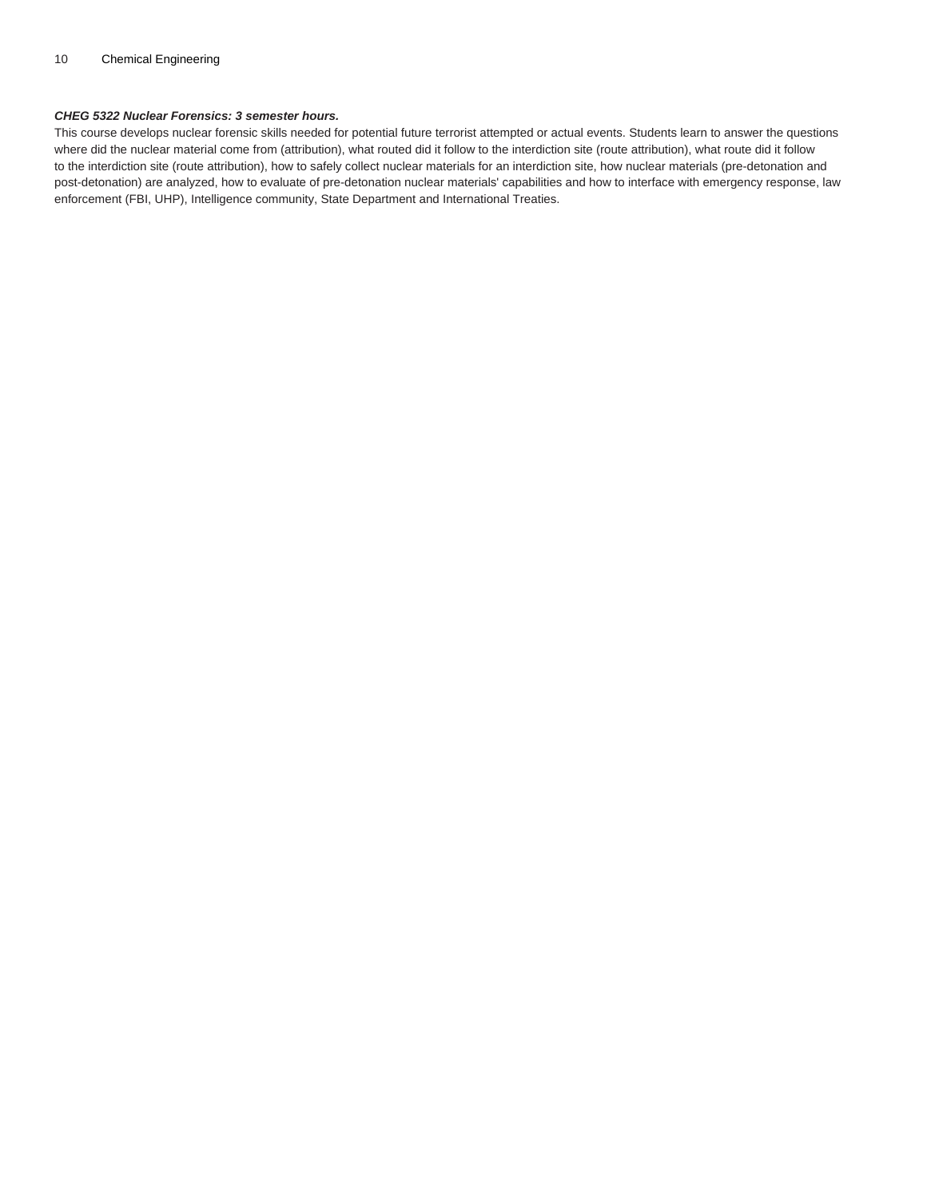***CHEG 5322 Nuclear Forensics: 3 semester hours.***

This course develops nuclear forensic skills needed for potential future terrorist attempted or actual events. Students learn to answer the questions where did the nuclear material come from (attribution), what routed did it follow to the interdiction site (route attribution), what route did it follow to the interdiction site (route attribution), how to safely collect nuclear materials for an interdiction site, how nuclear materials (pre-detonation and post-detonation) are analyzed, how to evaluate of pre-detonation nuclear materials' capabilities and how to interface with emergency response, law enforcement (FBI, UHP), Intelligence community, State Department and International Treaties.